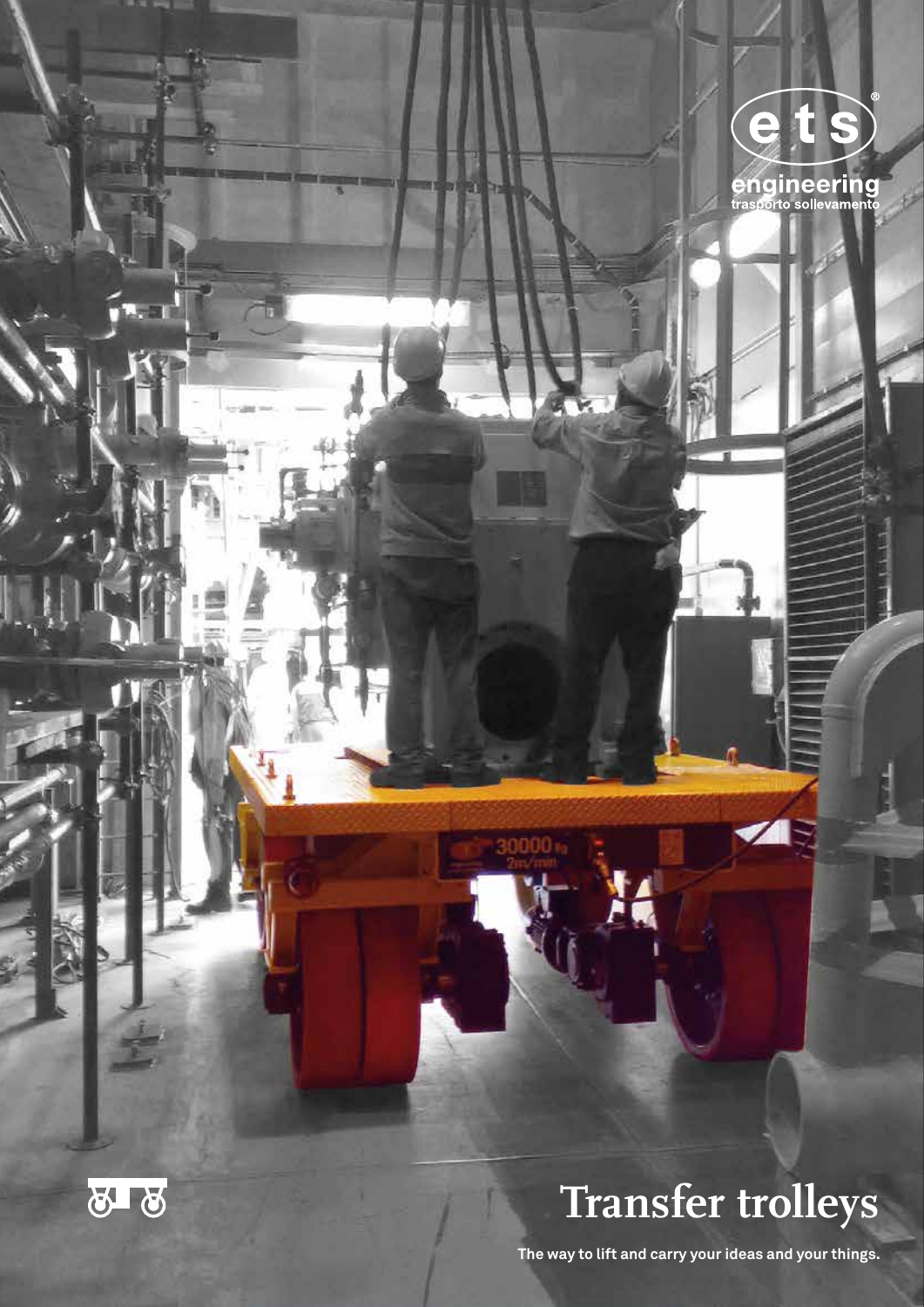ets®

engineering
trasporto sollevamento

# Transfer trolleys

The way to lift and carry your ideas and your things.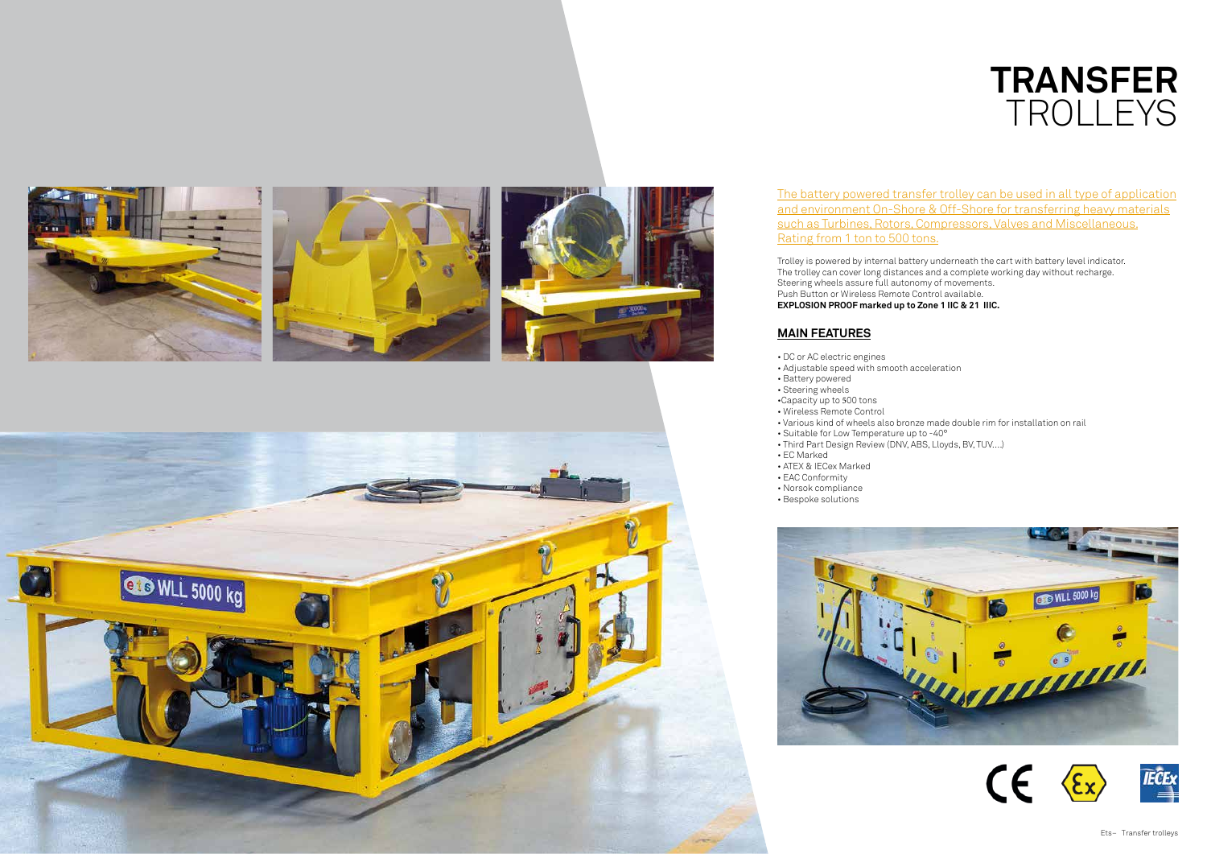# TRANSFER TROLLEYS

The battery powered transfer trolley can be used in all type of application and environment On-Shore & Off-Shore for transferring heavy materials such as Turbines, Rotors, Compressors, Valves and Miscellaneous. Rating from 1 ton to 500 tons.

Trolley is powered by internal battery underneath the cart with battery level indicator.
The trolley can cover long distances and a complete working day without recharge.
Steering wheels assure full autonomy of movements.
Push Button or Wireless Remote Control available.
**EXPLOSION PROOF marked up to Zone 1 IIC & 21 IIIC.**

## MAIN FEATURES

- DC or AC electric engines
- Adjustable speed with smooth acceleration
- Battery powered
- Steering wheels
- Capacity up to 500 tons
- Wireless Remote Control
- Various kind of wheels also bronze made double rim for installation on rail
- Suitable for Low Temperature up to -40°
- Third Part Design Review (DNV, ABS, Lloyds, BV, TUV....)
- EC Marked
- ATEX & IECex Marked
- EAC Conformity
- Norsok compliance
- Bespoke solutions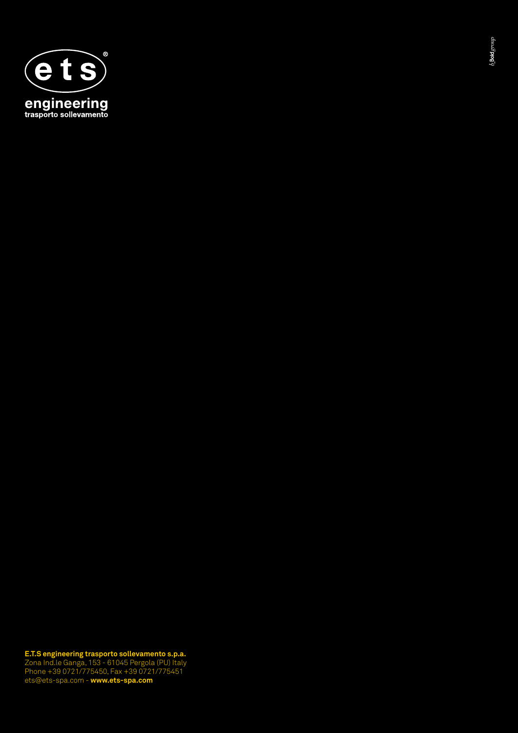ets®

engineering
trasporto sollevamento

**E.T.S engineering trasporto sollevamento s.p.a.**
Zona Ind.le Ganga, 153 - 61045 Pergola (PU) Italy
Phone +39 0721/775450, Fax +39 0721/775451
ets@ets-spa.com - **www.ets-spa.com**